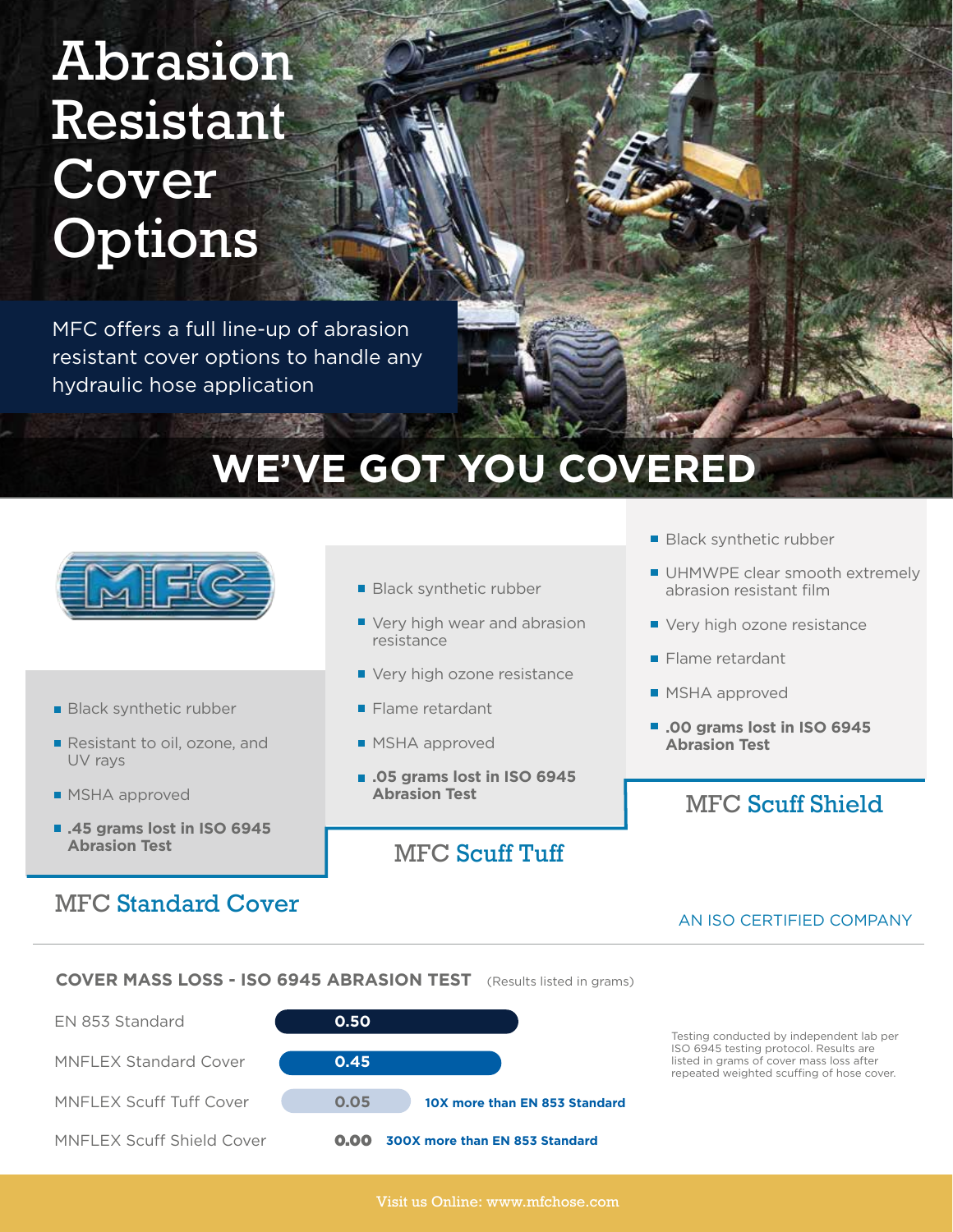# Abrasion Resistant Cover Options

MFC offers a full line-up of abrasion resistant cover options to handle any hydraulic hose application

## WE'VE GOT YOU COVERED

MFC

### MFC Standard Cover

- Black synthetic rubber
- Resistant to oil, ozone, and UV rays
- MSHA approved
- **.45 grams lost in ISO 6945 Abrasion Test**

### MFC Scuff Tuff

- Black synthetic rubber
- Very high wear and abrasion resistance
- Very high ozone resistance
- Flame retardant
- MSHA approved
- **.05 grams lost in ISO 6945 Abrasion Test**

### MFC Scuff Shield

- Black synthetic rubber
- UHMWPE clear smooth extremely abrasion resistant film
- Very high ozone resistance
- Flame retardant
- MSHA approved
- **.00 grams lost in ISO 6945 Abrasion Test**

AN ISO CERTIFIED COMPANY

**COVER MASS LOSS - ISO 6945 ABRASION TEST** (Results listed in grams)

| Cover | Mass Loss (grams) | |
|---|---|---|
| EN 853 Standard | 0.50 | |
| MNFLEX Standard Cover | 0.45 | |
| MNFLEX Scuff Tuff Cover | 0.05 | **10X more than EN 853 Standard** |
| MNFLEX Scuff Shield Cover | 0.00 | **300X more than EN 853 Standard** |

Testing conducted by independent lab per ISO 6945 testing protocol. Results are listed in grams of cover mass loss after repeated weighted scuffing of hose cover.

Visit us Online: www.mfchose.com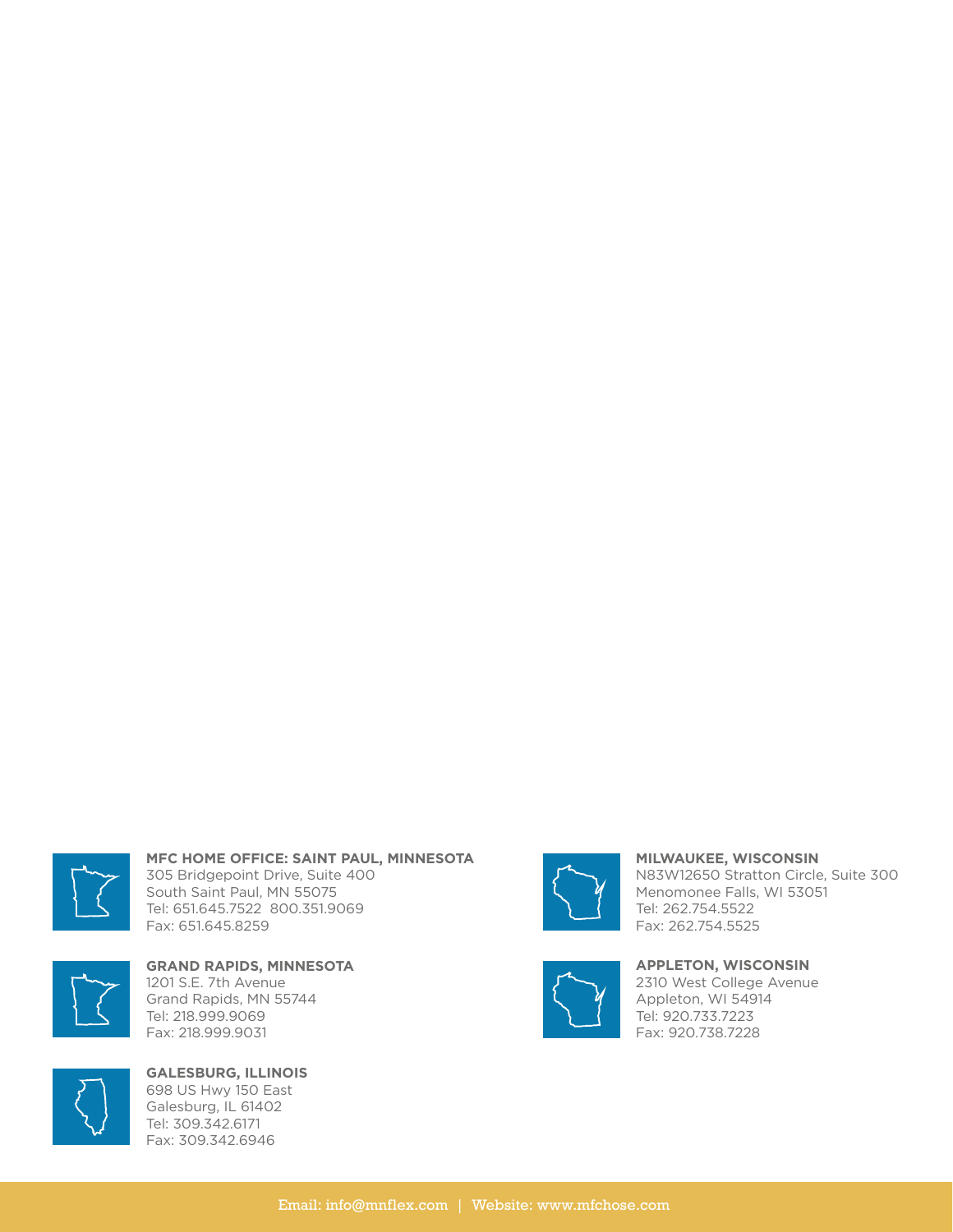**MFC HOME OFFICE: SAINT PAUL, MINNESOTA**
305 Bridgepoint Drive, Suite 400
South Saint Paul, MN 55075
Tel: 651.645.7522 800.351.9069
Fax: 651.645.8259

**GRAND RAPIDS, MINNESOTA**
1201 S.E. 7th Avenue
Grand Rapids, MN 55744
Tel: 218.999.9069
Fax: 218.999.9031

**GALESBURG, ILLINOIS**
698 US Hwy 150 East
Galesburg, IL 61402
Tel: 309.342.6171
Fax: 309.342.6946

**MILWAUKEE, WISCONSIN**
N83W12650 Stratton Circle, Suite 300
Menomonee Falls, WI 53051
Tel: 262.754.5522
Fax: 262.754.5525

**APPLETON, WISCONSIN**
2310 West College Avenue
Appleton, WI 54914
Tel: 920.733.7223
Fax: 920.738.7228

Email: info@mnflex.com | Website: www.mfchose.com